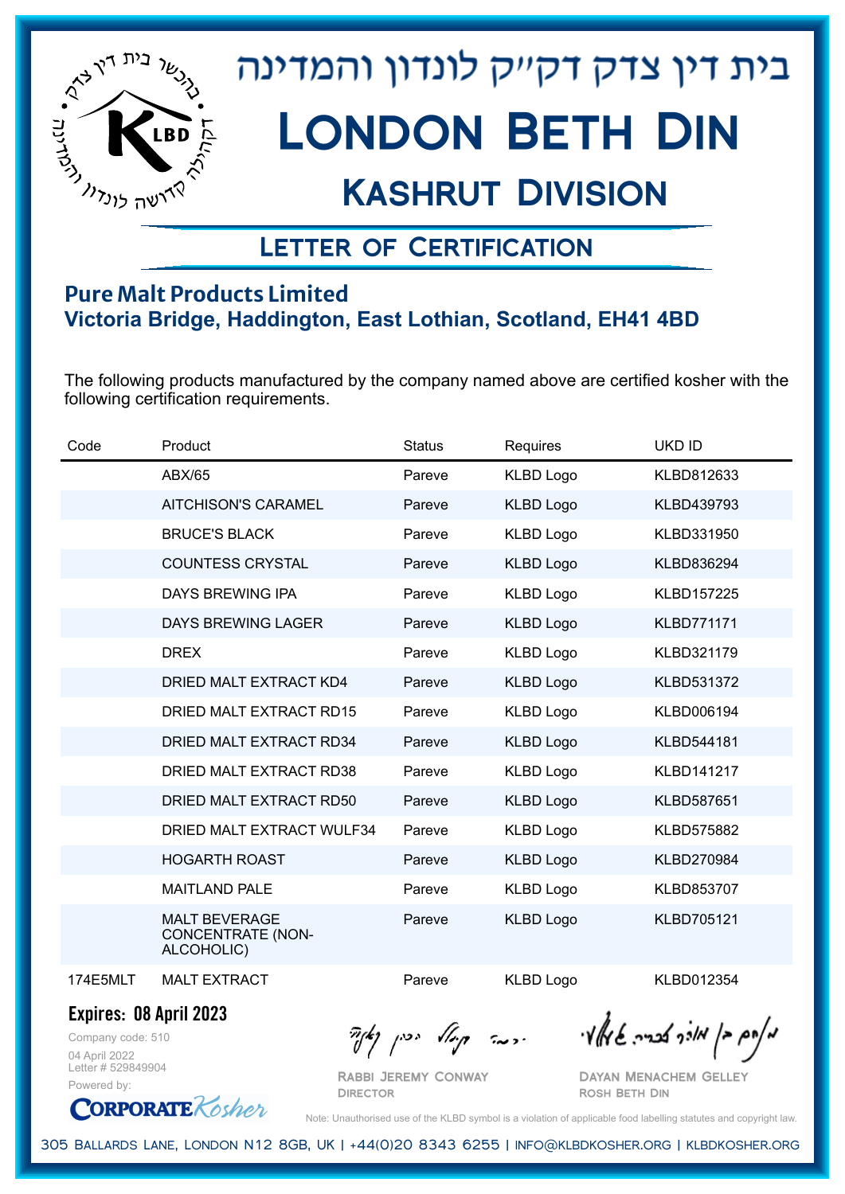# בית דין צדק דקי"ק לונדון והמדינה

# London Beth Din

## Kashrut Division

### Letter of Certification

**Pure Malt Products Limited**
**Victoria Bridge, Haddington, East Lothian, Scotland, EH41 4BD**

The following products manufactured by the company named above are certified kosher with the following certification requirements.

| Code | Product | Status | Requires | UKD ID |
|---|---|---|---|---|
| | ABX/65 | Pareve | KLBD Logo | KLBD812633 |
| | AITCHISON'S CARAMEL | Pareve | KLBD Logo | KLBD439793 |
| | BRUCE'S BLACK | Pareve | KLBD Logo | KLBD331950 |
| | COUNTESS CRYSTAL | Pareve | KLBD Logo | KLBD836294 |
| | DAYS BREWING IPA | Pareve | KLBD Logo | KLBD157225 |
| | DAYS BREWING LAGER | Pareve | KLBD Logo | KLBD771171 |
| | DREX | Pareve | KLBD Logo | KLBD321179 |
| | DRIED MALT EXTRACT KD4 | Pareve | KLBD Logo | KLBD531372 |
| | DRIED MALT EXTRACT RD15 | Pareve | KLBD Logo | KLBD006194 |
| | DRIED MALT EXTRACT RD34 | Pareve | KLBD Logo | KLBD544181 |
| | DRIED MALT EXTRACT RD38 | Pareve | KLBD Logo | KLBD141217 |
| | DRIED MALT EXTRACT RD50 | Pareve | KLBD Logo | KLBD587651 |
| | DRIED MALT EXTRACT WULF34 | Pareve | KLBD Logo | KLBD575882 |
| | HOGARTH ROAST | Pareve | KLBD Logo | KLBD270984 |
| | MAITLAND PALE | Pareve | KLBD Logo | KLBD853707 |
| | MALT BEVERAGE CONCENTRATE (NON-ALCOHOLIC) | Pareve | KLBD Logo | KLBD705121 |
| 174E5MLT | MALT EXTRACT | Pareve | KLBD Logo | KLBD012354 |

**Expires: 08 April 2023**

Company code: 510
04 April 2022
Letter # 529849904
Powered by: CorporateKosher

Rabbi Jeremy Conway
Director

Dayan Menachem Gelley
Rosh Beth Din

Note: Unauthorised use of the KLBD symbol is a violation of applicable food labelling statutes and copyright law.

305 Ballards Lane, London N12 8GB, UK | +44(0)20 8343 6255 | info@klbdkosher.org | klbdkosher.org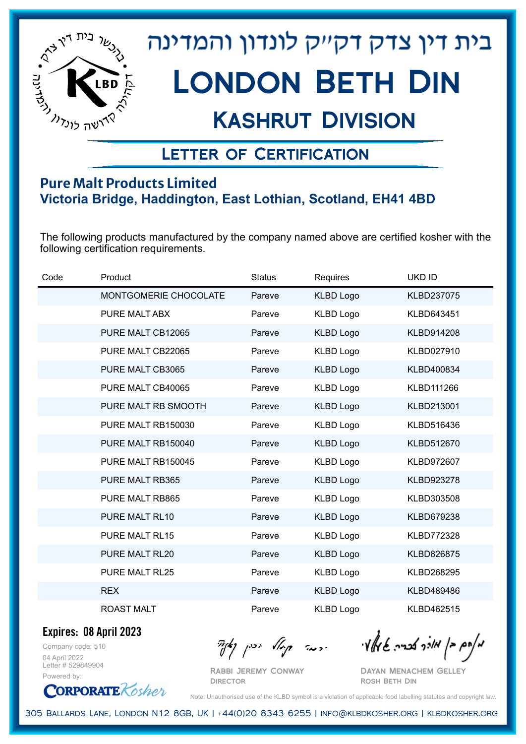# בית דין צדק דקי"ק לונדון והמדינה

# London Beth Din

## Kashrut Division

### Letter of Certification

**Pure Malt Products Limited**
**Victoria Bridge, Haddington, East Lothian, Scotland, EH41 4BD**

The following products manufactured by the company named above are certified kosher with the following certification requirements.

| Code | Product | Status | Requires | UKD ID |
|---|---|---|---|---|
| | MONTGOMERIE CHOCOLATE | Pareve | KLBD Logo | KLBD237075 |
| | PURE MALT ABX | Pareve | KLBD Logo | KLBD643451 |
| | PURE MALT CB12065 | Pareve | KLBD Logo | KLBD914208 |
| | PURE MALT CB22065 | Pareve | KLBD Logo | KLBD027910 |
| | PURE MALT CB3065 | Pareve | KLBD Logo | KLBD400834 |
| | PURE MALT CB40065 | Pareve | KLBD Logo | KLBD111266 |
| | PURE MALT RB SMOOTH | Pareve | KLBD Logo | KLBD213001 |
| | PURE MALT RB150030 | Pareve | KLBD Logo | KLBD516436 |
| | PURE MALT RB150040 | Pareve | KLBD Logo | KLBD512670 |
| | PURE MALT RB150045 | Pareve | KLBD Logo | KLBD972607 |
| | PURE MALT RB365 | Pareve | KLBD Logo | KLBD923278 |
| | PURE MALT RB865 | Pareve | KLBD Logo | KLBD303508 |
| | PURE MALT RL10 | Pareve | KLBD Logo | KLBD679238 |
| | PURE MALT RL15 | Pareve | KLBD Logo | KLBD772328 |
| | PURE MALT RL20 | Pareve | KLBD Logo | KLBD826875 |
| | PURE MALT RL25 | Pareve | KLBD Logo | KLBD268295 |
| | REX | Pareve | KLBD Logo | KLBD489486 |
| | ROAST MALT | Pareve | KLBD Logo | KLBD462515 |

**Expires: 08 April 2023**

Company code: 510
04 April 2022
Letter # 529849904
Powered by: Corporate Kosher

Rabbi Jeremy Conway
Director

Dayan Menachem Gelley
Rosh Beth Din

Note: Unauthorised use of the KLBD symbol is a violation of applicable food labelling statutes and copyright law.

305 Ballards Lane, London N12 8GB, UK | +44(0)20 8343 6255 | info@klbdkosher.org | klbdkosher.org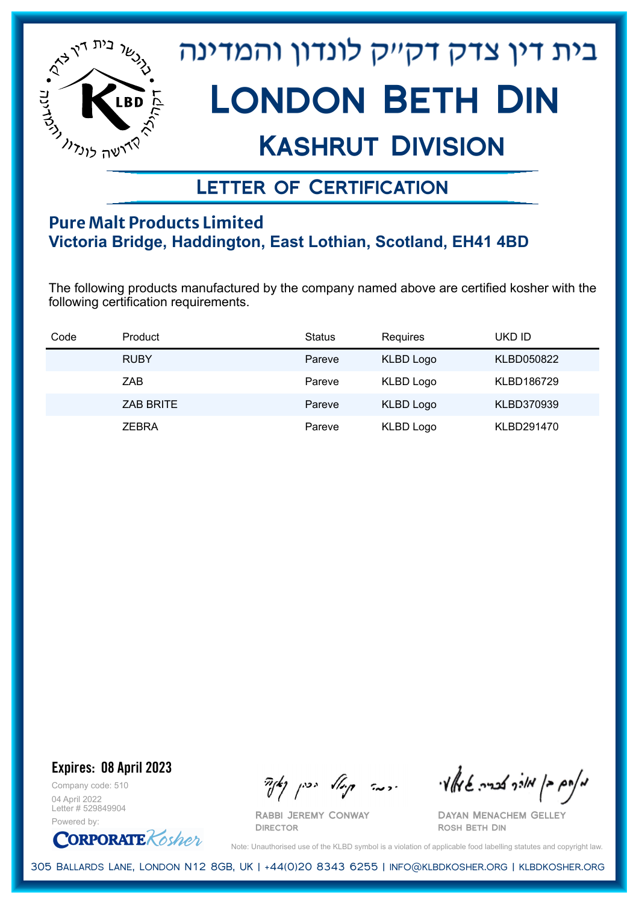# בית דין צדק דק״ק לונדון והמדינה

# London Beth Din

## Kashrut Division

### Letter of Certification

**Pure Malt Products Limited**
**Victoria Bridge, Haddington, East Lothian, Scotland, EH41 4BD**

The following products manufactured by the company named above are certified kosher with the following certification requirements.

| Code | Product | Status | Requires | UKD ID |
|---|---|---|---|---|
| | RUBY | Pareve | KLBD Logo | KLBD050822 |
| | ZAB | Pareve | KLBD Logo | KLBD186729 |
| | ZAB BRITE | Pareve | KLBD Logo | KLBD370939 |
| | ZEBRA | Pareve | KLBD Logo | KLBD291470 |

**Expires: 08 April 2023**

Company code: 510
04 April 2022
Letter # 529849904
Powered by: Corporate Kosher

Rabbi Jeremy Conway
Director

Dayan Menachem Gelley
Rosh Beth Din

Note: Unauthorised use of the KLBD symbol is a violation of applicable food labelling statutes and copyright law.

305 Ballards Lane, London N12 8GB, UK | +44(0)20 8343 6255 | info@klbdkosher.org | klbdkosher.org